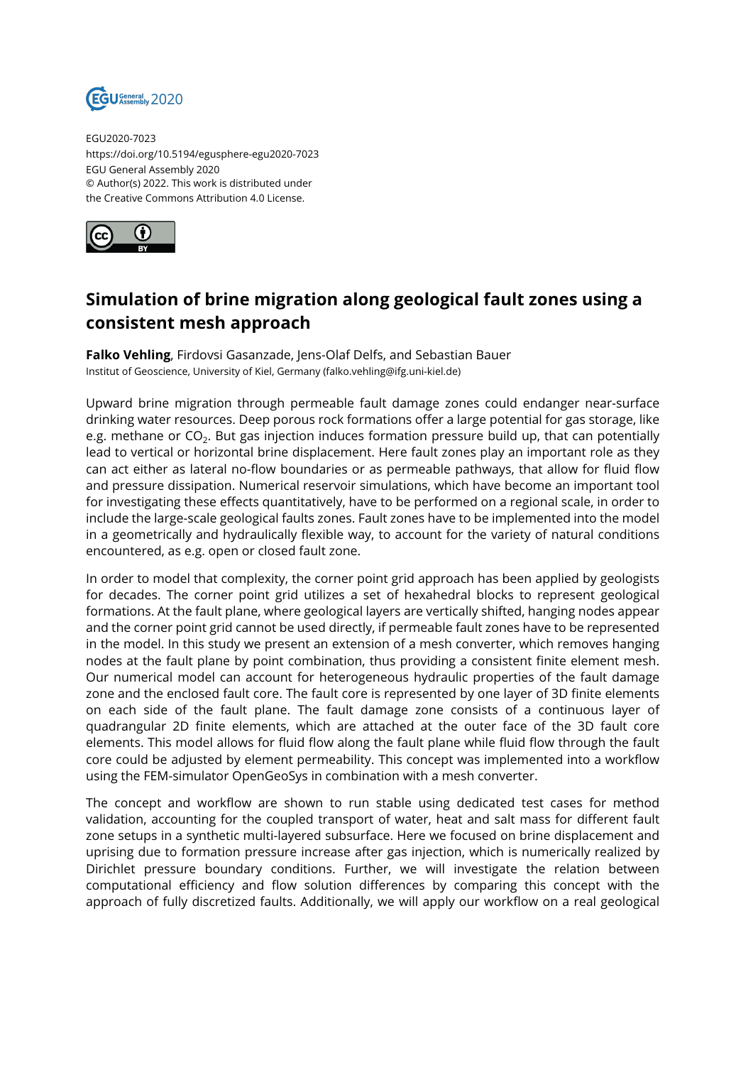EGU2020-7023
https://doi.org/10.5194/egusphere-egu2020-7023
EGU General Assembly 2020
© Author(s) 2022. This work is distributed under
the Creative Commons Attribution 4.0 License.

# Simulation of brine migration along geological fault zones using a consistent mesh approach

**Falko Vehling**, Firdovsi Gasanzade, Jens-Olaf Delfs, and Sebastian Bauer
Institut of Geoscience, University of Kiel, Germany (falko.vehling@ifg.uni-kiel.de)

Upward brine migration through permeable fault damage zones could endanger near-surface drinking water resources. Deep porous rock formations offer a large potential for gas storage, like e.g. methane or $CO_2$. But gas injection induces formation pressure build up, that can potentially lead to vertical or horizontal brine displacement. Here fault zones play an important role as they can act either as lateral no-flow boundaries or as permeable pathways, that allow for fluid flow and pressure dissipation. Numerical reservoir simulations, which have become an important tool for investigating these effects quantitatively, have to be performed on a regional scale, in order to include the large-scale geological faults zones. Fault zones have to be implemented into the model in a geometrically and hydraulically flexible way, to account for the variety of natural conditions encountered, as e.g. open or closed fault zone.

In order to model that complexity, the corner point grid approach has been applied by geologists for decades. The corner point grid utilizes a set of hexahedral blocks to represent geological formations. At the fault plane, where geological layers are vertically shifted, hanging nodes appear and the corner point grid cannot be used directly, if permeable fault zones have to be represented in the model. In this study we present an extension of a mesh converter, which removes hanging nodes at the fault plane by point combination, thus providing a consistent finite element mesh. Our numerical model can account for heterogeneous hydraulic properties of the fault damage zone and the enclosed fault core. The fault core is represented by one layer of 3D finite elements on each side of the fault plane. The fault damage zone consists of a continuous layer of quadrangular 2D finite elements, which are attached at the outer face of the 3D fault core elements. This model allows for fluid flow along the fault plane while fluid flow through the fault core could be adjusted by element permeability. This concept was implemented into a workflow using the FEM-simulator OpenGeoSys in combination with a mesh converter.

The concept and workflow are shown to run stable using dedicated test cases for method validation, accounting for the coupled transport of water, heat and salt mass for different fault zone setups in a synthetic multi-layered subsurface. Here we focused on brine displacement and uprising due to formation pressure increase after gas injection, which is numerically realized by Dirichlet pressure boundary conditions. Further, we will investigate the relation between computational efficiency and flow solution differences by comparing this concept with the approach of fully discretized faults. Additionally, we will apply our workflow on a real geological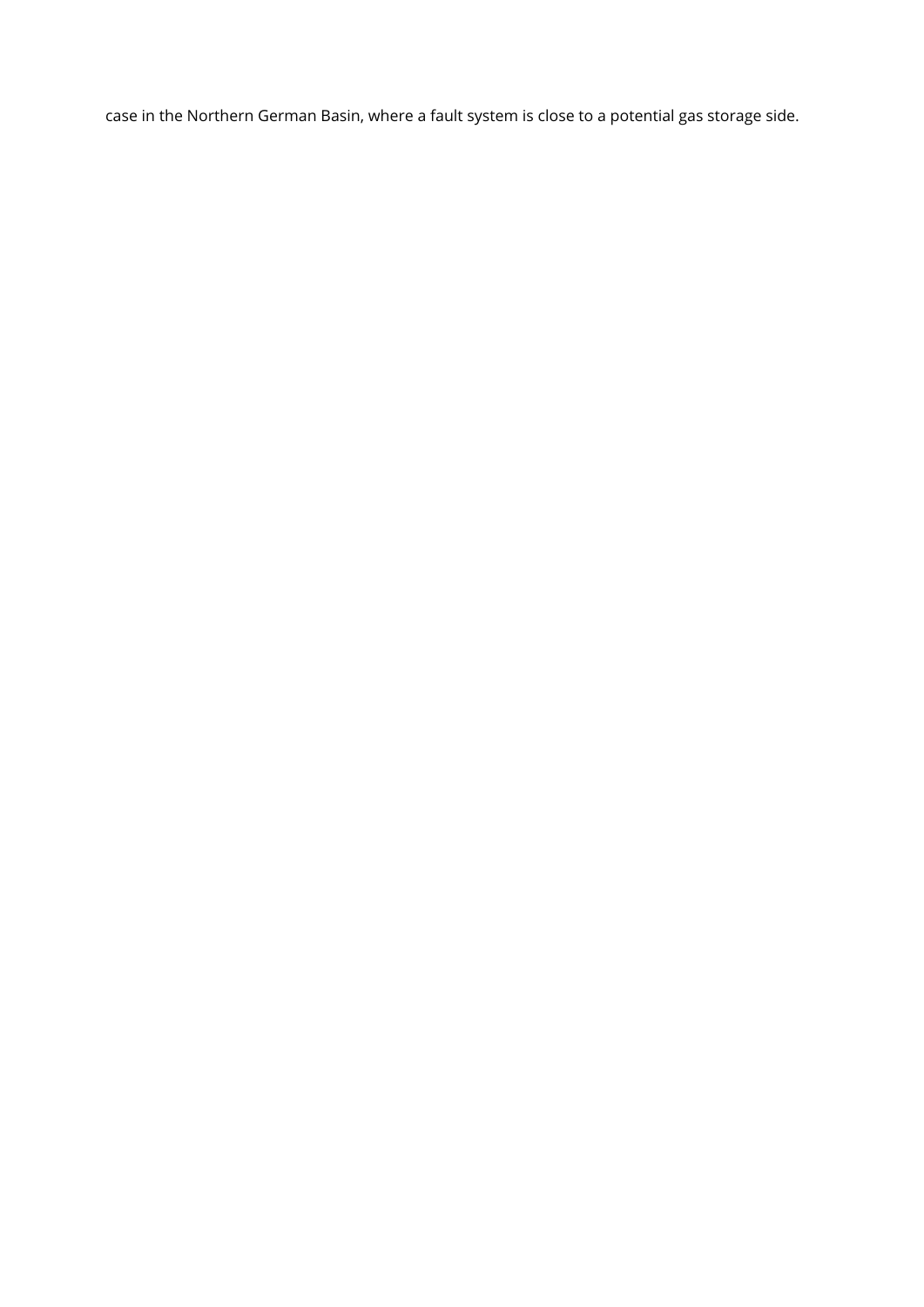case in the Northern German Basin, where a fault system is close to a potential gas storage side.